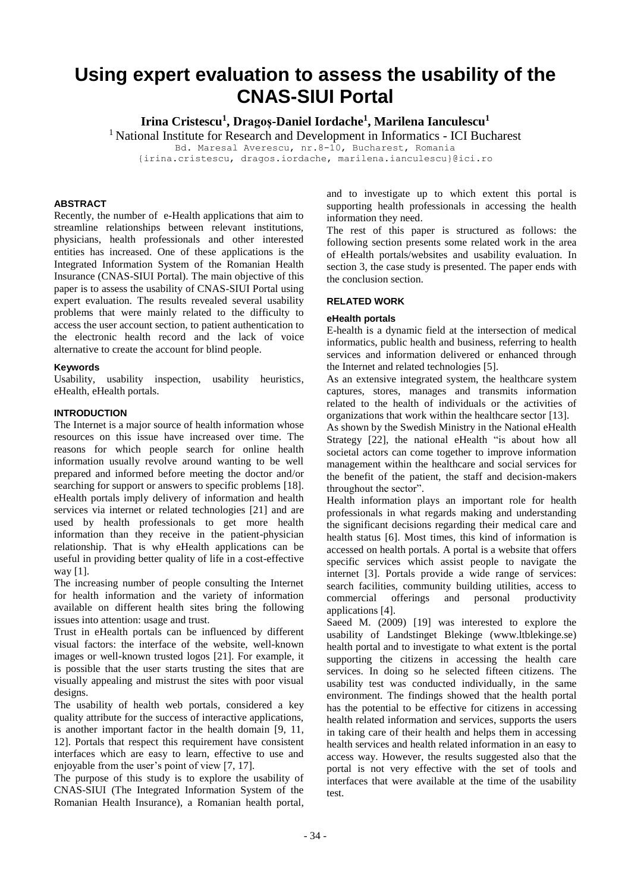# Using expert evaluation to assess the usability of the CNAS-SIUI Portal

**Irina Cristescu[1], Dragoș-Daniel Iordache[1], Marilena Ianculescu[1]**

[1] National Institute for Research and Development in Informatics - ICI Bucharest
Bd. Maresal Averescu, nr.8-10, Bucharest, Romania
{irina.cristescu, dragos.iordache, marilena.ianculescu}@ici.ro

### ABSTRACT

Recently, the number of e-Health applications that aim to streamline relationships between relevant institutions, physicians, health professionals and other interested entities has increased. One of these applications is the Integrated Information System of the Romanian Health Insurance (CNAS-SIUI Portal). The main objective of this paper is to assess the usability of CNAS-SIUI Portal using expert evaluation. The results revealed several usability problems that were mainly related to the difficulty to access the user account section, to patient authentication to the electronic health record and the lack of voice alternative to create the account for blind people.

#### Keywords

Usability, usability inspection, usability heuristics, eHealth, eHealth portals.

### INTRODUCTION

The Internet is a major source of health information whose resources on this issue have increased over time. The reasons for which people search for online health information usually revolve around wanting to be well prepared and informed before meeting the doctor and/or searching for support or answers to specific problems [18]. eHealth portals imply delivery of information and health services via internet or related technologies [21] and are used by health professionals to get more health information than they receive in the patient-physician relationship. That is why eHealth applications can be useful in providing better quality of life in a cost-effective way [1].

The increasing number of people consulting the Internet for health information and the variety of information available on different health sites bring the following issues into attention: usage and trust.

Trust in eHealth portals can be influenced by different visual factors: the interface of the website, well-known images or well-known trusted logos [21]. For example, it is possible that the user starts trusting the sites that are visually appealing and mistrust the sites with poor visual designs.

The usability of health web portals, considered a key quality attribute for the success of interactive applications, is another important factor in the health domain [9, 11, 12]. Portals that respect this requirement have consistent interfaces which are easy to learn, effective to use and enjoyable from the user's point of view [7, 17].

The purpose of this study is to explore the usability of CNAS-SIUI (The Integrated Information System of the Romanian Health Insurance), a Romanian health portal, and to investigate up to which extent this portal is supporting health professionals in accessing the health information they need.

The rest of this paper is structured as follows: the following section presents some related work in the area of eHealth portals/websites and usability evaluation. In section 3, the case study is presented. The paper ends with the conclusion section.

### RELATED WORK

#### eHealth portals

E-health is a dynamic field at the intersection of medical informatics, public health and business, referring to health services and information delivered or enhanced through the Internet and related technologies [5].

As an extensive integrated system, the healthcare system captures, stores, manages and transmits information related to the health of individuals or the activities of organizations that work within the healthcare sector [13].

As shown by the Swedish Ministry in the National eHealth Strategy [22], the national eHealth "is about how all societal actors can come together to improve information management within the healthcare and social services for the benefit of the patient, the staff and decision-makers throughout the sector".

Health information plays an important role for health professionals in what regards making and understanding the significant decisions regarding their medical care and health status [6]. Most times, this kind of information is accessed on health portals. A portal is a website that offers specific services which assist people to navigate the internet [3]. Portals provide a wide range of services: search facilities, community building utilities, access to commercial offerings and personal productivity applications [4].

Saeed M. (2009) [19] was interested to explore the usability of Landstinget Blekinge (www.ltblekinge.se) health portal and to investigate to what extent is the portal supporting the citizens in accessing the health care services. In doing so he selected fifteen citizens. The usability test was conducted individually, in the same environment. The findings showed that the health portal has the potential to be effective for citizens in accessing health related information and services, supports the users in taking care of their health and helps them in accessing health services and health related information in an easy to access way. However, the results suggested also that the portal is not very effective with the set of tools and interfaces that were available at the time of the usability test.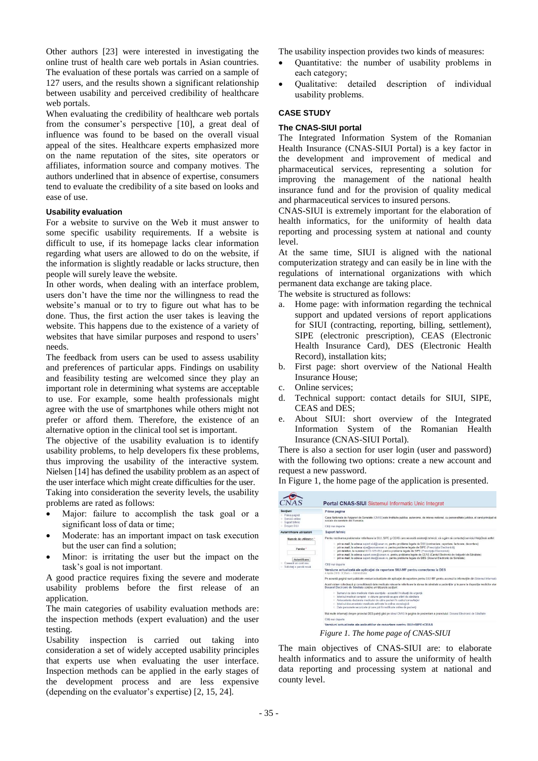Other authors [23] were interested in investigating the online trust of health care web portals in Asian countries. The evaluation of these portals was carried on a sample of 127 users, and the results shown a significant relationship between usability and perceived credibility of healthcare web portals.

When evaluating the credibility of healthcare web portals from the consumer's perspective [10], a great deal of influence was found to be based on the overall visual appeal of the sites. Healthcare experts emphasized more on the name reputation of the sites, site operators or affiliates, information source and company motives. The authors underlined that in absence of expertise, consumers tend to evaluate the credibility of a site based on looks and ease of use.

### Usability evaluation

For a website to survive on the Web it must answer to some specific usability requirements. If a website is difficult to use, if its homepage lacks clear information regarding what users are allowed to do on the website, if the information is slightly readable or lacks structure, then people will surely leave the website.

In other words, when dealing with an interface problem, users don't have the time nor the willingness to read the website's manual or to try to figure out what has to be done. Thus, the first action the user takes is leaving the website. This happens due to the existence of a variety of websites that have similar purposes and respond to users' needs.

The feedback from users can be used to assess usability and preferences of particular apps. Findings on usability and feasibility testing are welcomed since they play an important role in determining what systems are acceptable to use. For example, some health professionals might agree with the use of smartphones while others might not prefer or afford them. Therefore, the existence of an alternative option in the clinical tool set is important.

The objective of the usability evaluation is to identify usability problems, to help developers fix these problems, thus improving the usability of the interactive system. Nielsen [14] has defined the usability problem as an aspect of the user interface which might create difficulties for the user.

Taking into consideration the severity levels, the usability problems are rated as follows:

- Major: failure to accomplish the task goal or a significant loss of data or time;
- Moderate: has an important impact on task execution but the user can find a solution;
- Minor: is irritating the user but the impact on the task's goal is not important.

A good practice requires fixing the severe and moderate usability problems before the first release of an application.

The main categories of usability evaluation methods are: the inspection methods (expert evaluation) and the user testing.

Usability inspection is carried out taking into consideration a set of widely accepted usability principles that experts use when evaluating the user interface. Inspection methods can be applied in the early stages of the development process and are less expensive (depending on the evaluator's expertise) [2, 15, 24].

The usability inspection provides two kinds of measures:

- Quantitative: the number of usability problems in each category;
- Qualitative: detailed description of individual usability problems.

## CASE STUDY

### The CNAS-SIUI portal

The Integrated Information System of the Romanian Health Insurance (CNAS-SIUI Portal) is a key factor in the development and improvement of medical and pharmaceutical services, representing a solution for improving the management of the national health insurance fund and for the provision of quality medical and pharmaceutical services to insured persons.

CNAS-SIUI is extremely important for the elaboration of health informatics, for the uniformity of health data reporting and processing system at national and county level.

At the same time, SIUI is aligned with the national computerization strategy and can easily be in line with the regulations of international organizations with which permanent data exchange are taking place.

The website is structured as follows:

a. Home page: with information regarding the technical support and updated versions of report applications for SIUI (contracting, reporting, billing, settlement), SIPE (electronic prescription), CEAS (Electronic Health Insurance Card), DES (Electronic Health Record), installation kits;
b. First page: short overview of the National Health Insurance House;
c. Online services;
d. Technical support: contact details for SIUI, SIPE, CEAS and DES;
e. About SIUI: short overview of the Integrated Information System of the Romanian Health Insurance (CNAS-SIUI Portal).

There is also a section for user login (user and password) with the following two options: create a new account and request a new password.

In Figure 1, the home page of the application is presented.

*Figure 1. The home page of CNAS-SIUI*

The main objectives of CNAS-SIUI are: to elaborate health informatics and to assure the uniformity of health data reporting and processing system at national and county level.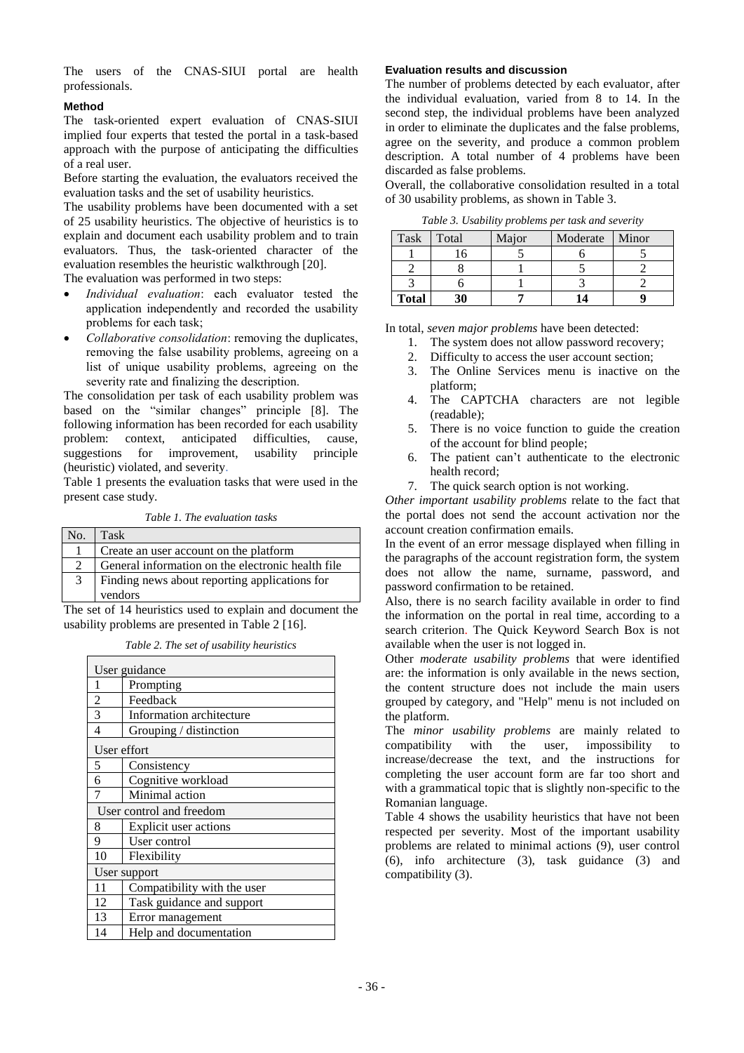The users of the CNAS-SIUI portal are health professionals.

### Method

The task-oriented expert evaluation of CNAS-SIUI implied four experts that tested the portal in a task-based approach with the purpose of anticipating the difficulties of a real user.

Before starting the evaluation, the evaluators received the evaluation tasks and the set of usability heuristics.

The usability problems have been documented with a set of 25 usability heuristics. The objective of heuristics is to explain and document each usability problem and to train evaluators. Thus, the task-oriented character of the evaluation resembles the heuristic walkthrough [20].

The evaluation was performed in two steps:

- *Individual evaluation*: each evaluator tested the application independently and recorded the usability problems for each task;
- *Collaborative consolidation*: removing the duplicates, removing the false usability problems, agreeing on a list of unique usability problems, agreeing on the severity rate and finalizing the description.

The consolidation per task of each usability problem was based on the "similar changes" principle [8]. The following information has been recorded for each usability problem: context, anticipated difficulties, cause, suggestions for improvement, usability principle (heuristic) violated, and severity.

Table 1 presents the evaluation tasks that were used in the present case study.

*Table 1. The evaluation tasks*

| No. | Task |
|---|---|
| 1 | Create an user account on the platform |
| 2 | General information on the electronic health file |
| 3 | Finding news about reporting applications for vendors |

The set of 14 heuristics used to explain and document the usability problems are presented in Table 2 [16].

*Table 2. The set of usability heuristics*

| User guidance | |
|---|---|
| 1 | Prompting |
| 2 | Feedback |
| 3 | Information architecture |
| 4 | Grouping / distinction |
| **User effort** | |
| 5 | Consistency |
| 6 | Cognitive workload |
| 7 | Minimal action |
| **User control and freedom** | |
| 8 | Explicit user actions |
| 9 | User control |
| 10 | Flexibility |
| **User support** | |
| 11 | Compatibility with the user |
| 12 | Task guidance and support |
| 13 | Error management |
| 14 | Help and documentation |

### Evaluation results and discussion

The number of problems detected by each evaluator, after the individual evaluation, varied from 8 to 14. In the second step, the individual problems have been analyzed in order to eliminate the duplicates and the false problems, agree on the severity, and produce a common problem description. A total number of 4 problems have been discarded as false problems.

Overall, the collaborative consolidation resulted in a total of 30 usability problems, as shown in Table 3.

*Table 3. Usability problems per task and severity*

| Task | Total | Major | Moderate | Minor |
|---|---|---|---|---|
| 1 | 16 | 5 | 6 | 5 |
| 2 | 8 | 1 | 5 | 2 |
| 3 | 6 | 1 | 3 | 2 |
| **Total** | **30** | **7** | **14** | **9** |

In total, *seven major problems* have been detected:

1. The system does not allow password recovery;
2. Difficulty to access the user account section;
3. The Online Services menu is inactive on the platform;
4. The CAPTCHA characters are not legible (readable);
5. There is no voice function to guide the creation of the account for blind people;
6. The patient can't authenticate to the electronic health record;
7. The quick search option is not working.

*Other important usability problems* relate to the fact that the portal does not send the account activation nor the account creation confirmation emails.

In the event of an error message displayed when filling in the paragraphs of the account registration form, the system does not allow the name, surname, password, and password confirmation to be retained.

Also, there is no search facility available in order to find the information on the portal in real time, according to a search criterion. The Quick Keyword Search Box is not available when the user is not logged in.

Other *moderate usability problems* that were identified are: the information is only available in the news section, the content structure does not include the main users grouped by category, and "Help" menu is not included on the platform.

The *minor usability problems* are mainly related to compatibility with the user, impossibility to increase/decrease the text, and the instructions for completing the user account form are far too short and with a grammatical topic that is slightly non-specific to the Romanian language.

Table 4 shows the usability heuristics that have not been respected per severity. Most of the important usability problems are related to minimal actions (9), user control (6), info architecture (3), task guidance (3) and compatibility (3).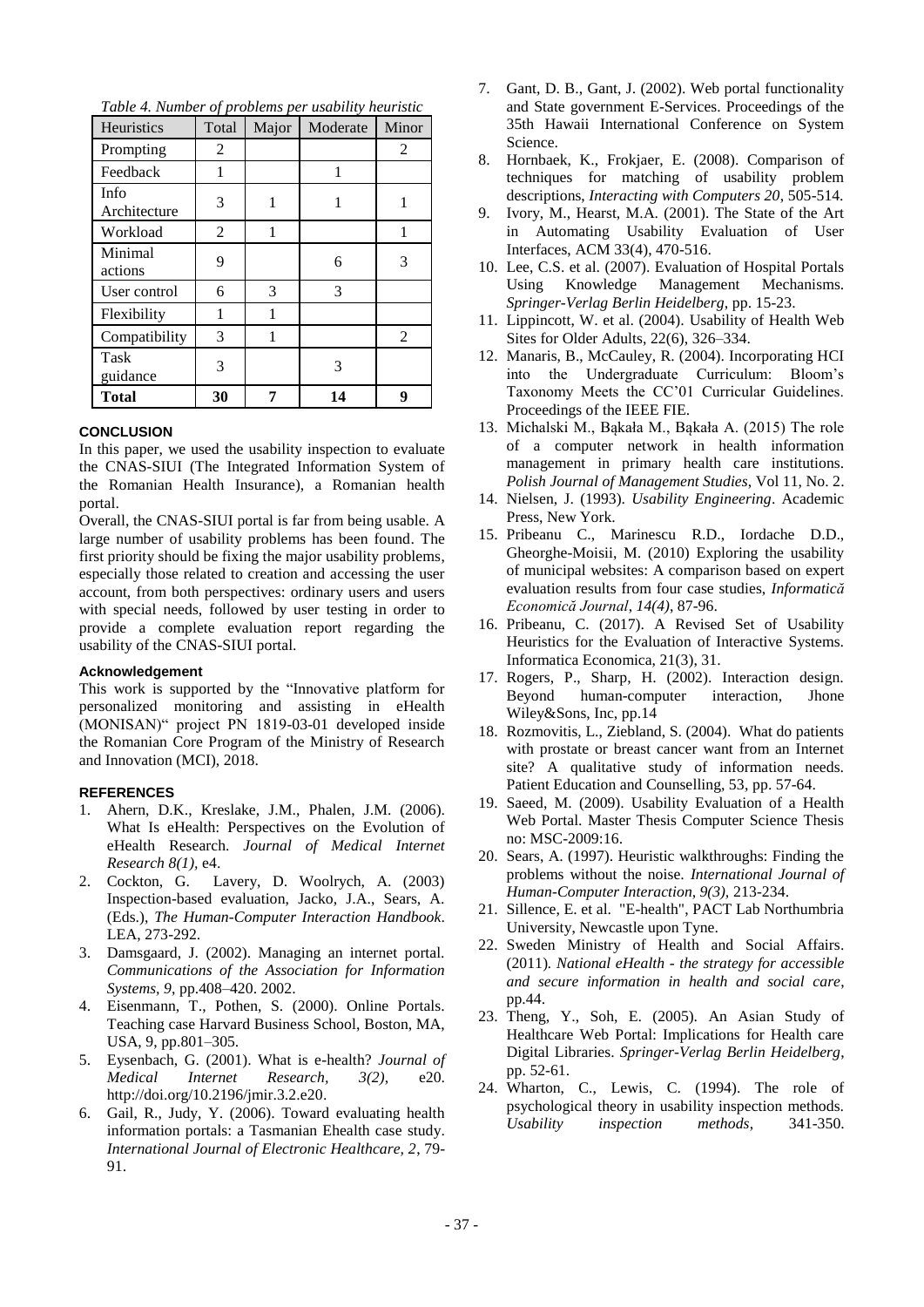*Table 4. Number of problems per usability heuristic*

| Heuristics | Total | Major | Moderate | Minor |
| --- | --- | --- | --- | --- |
| Prompting | 2 | | | 2 |
| Feedback | 1 | | 1 | |
| Info Architecture | 3 | 1 | 1 | 1 |
| Workload | 2 | 1 | | 1 |
| Minimal actions | 9 | | 6 | 3 |
| User control | 6 | 3 | 3 | |
| Flexibility | 1 | 1 | | |
| Compatibility | 3 | 1 | | 2 |
| Task guidance | 3 | | 3 | |
| **Total** | **30** | **7** | **14** | **9** |

## CONCLUSION

In this paper, we used the usability inspection to evaluate the CNAS-SIUI (The Integrated Information System of the Romanian Health Insurance), a Romanian health portal.

Overall, the CNAS-SIUI portal is far from being usable. A large number of usability problems has been found. The first priority should be fixing the major usability problems, especially those related to creation and accessing the user account, from both perspectives: ordinary users and users with special needs, followed by user testing in order to provide a complete evaluation report regarding the usability of the CNAS-SIUI portal.

### Acknowledgement

This work is supported by the "Innovative platform for personalized monitoring and assisting in eHealth (MONISAN)" project PN 1819-03-01 developed inside the Romanian Core Program of the Ministry of Research and Innovation (MCI), 2018.

## REFERENCES

1. Ahern, D.K., Kreslake, J.M., Phalen, J.M. (2006). What Is eHealth: Perspectives on the Evolution of eHealth Research. *Journal of Medical Internet Research 8(1),* e4.
2. Cockton, G. Lavery, D. Woolrych, A. (2003) Inspection-based evaluation, Jacko, J.A., Sears, A. (Eds.), *The Human-Computer Interaction Handbook*. LEA, 273-292.
3. Damsgaard, J. (2002). Managing an internet portal. *Communications of the Association for Information Systems, 9,* pp.408–420. 2002.
4. Eisenmann, T., Pothen, S. (2000). Online Portals. Teaching case Harvard Business School, Boston, MA, USA, 9, pp.801–305.
5. Eysenbach, G. (2001). What is e-health? *Journal of Medical Internet Research, 3(2),* e20. http://doi.org/10.2196/jmir.3.2.e20.
6. Gail, R., Judy, Y. (2006). Toward evaluating health information portals: a Tasmanian Ehealth case study. *International Journal of Electronic Healthcare, 2*, 79-91.
7. Gant, D. B., Gant, J. (2002). Web portal functionality and State government E-Services. Proceedings of the 35th Hawaii International Conference on System Science.
8. Hornbaek, K., Frokjaer, E. (2008). Comparison of techniques for matching of usability problem descriptions, *Interacting with Computers 20*, 505-514.
9. Ivory, M., Hearst, M.A. (2001). The State of the Art in Automating Usability Evaluation of User Interfaces, ACM 33(4), 470-516.
10. Lee, C.S. et al. (2007). Evaluation of Hospital Portals Using Knowledge Management Mechanisms. *Springer-Verlag Berlin Heidelberg*, pp. 15-23.
11. Lippincott, W. et al. (2004). Usability of Health Web Sites for Older Adults, 22(6), 326–334.
12. Manaris, B., McCauley, R. (2004). Incorporating HCI into the Undergraduate Curriculum: Bloom's Taxonomy Meets the CC'01 Curricular Guidelines. Proceedings of the IEEE FIE.
13. Michalski M., Bąkała M., Bąkała A. (2015) The role of a computer network in health information management in primary health care institutions. *Polish Journal of Management Studies*, Vol 11, No. 2.
14. Nielsen, J. (1993). *Usability Engineering*. Academic Press, New York.
15. Pribeanu C., Marinescu R.D., Iordache D.D., Gheorghe-Moisii, M. (2010) Exploring the usability of municipal websites: A comparison based on expert evaluation results from four case studies, *Informatică Economică Journal*, *14(4)*, 87-96.
16. Pribeanu, C. (2017). A Revised Set of Usability Heuristics for the Evaluation of Interactive Systems. Informatica Economica, 21(3), 31.
17. Rogers, P., Sharp, H. (2002). Interaction design. Beyond human-computer interaction, Jhone Wiley&Sons, Inc, pp.14
18. Rozmovitis, L., Ziebland, S. (2004). What do patients with prostate or breast cancer want from an Internet site? A qualitative study of information needs. Patient Education and Counselling, 53, pp. 57-64.
19. Saeed, M. (2009). Usability Evaluation of a Health Web Portal. Master Thesis Computer Science Thesis no: MSC-2009:16.
20. Sears, A. (1997). Heuristic walkthroughs: Finding the problems without the noise. *International Journal of Human-Computer Interaction, 9(3),* 213-234.
21. Sillence, E. et al. "E-health", PACT Lab Northumbria University, Newcastle upon Tyne.
22. Sweden Ministry of Health and Social Affairs. (2011). *National eHealth - the strategy for accessible and secure information in health and social care*, pp.44.
23. Theng, Y., Soh, E. (2005). An Asian Study of Healthcare Web Portal: Implications for Health care Digital Libraries. *Springer-Verlag Berlin Heidelberg*, pp. 52-61.
24. Wharton, C., Lewis, C. (1994). The role of psychological theory in usability inspection methods. *Usability inspection methods*, 341-350.